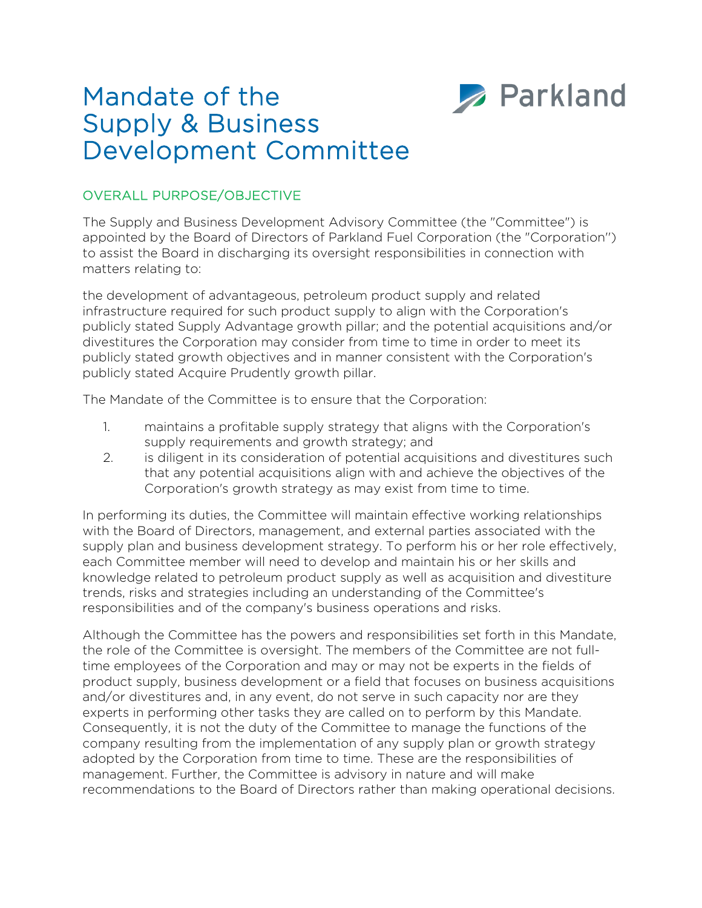# Mandate of the Supply & Business Development Committee

Parkland

## OVERALL PURPOSE/OBJECTIVE

The Supply and Business Development Advisory Committee (the "Committee") is appointed by the Board of Directors of Parkland Fuel Corporation (the "Corporation") to assist the Board in discharging its oversight responsibilities in connection with matters relating to:

the development of advantageous, petroleum product supply and related infrastructure required for such product supply to align with the Corporation's publicly stated Supply Advantage growth pillar; and the potential acquisitions and/or divestitures the Corporation may consider from time to time in order to meet its publicly stated growth objectives and in manner consistent with the Corporation's publicly stated Acquire Prudently growth pillar.

The Mandate of the Committee is to ensure that the Corporation:

1. maintains a profitable supply strategy that aligns with the Corporation's supply requirements and growth strategy; and
2. is diligent in its consideration of potential acquisitions and divestitures such that any potential acquisitions align with and achieve the objectives of the Corporation's growth strategy as may exist from time to time.

In performing its duties, the Committee will maintain effective working relationships with the Board of Directors, management, and external parties associated with the supply plan and business development strategy. To perform his or her role effectively, each Committee member will need to develop and maintain his or her skills and knowledge related to petroleum product supply as well as acquisition and divestiture trends, risks and strategies including an understanding of the Committee's responsibilities and of the company's business operations and risks.

Although the Committee has the powers and responsibilities set forth in this Mandate, the role of the Committee is oversight. The members of the Committee are not full-time employees of the Corporation and may or may not be experts in the fields of product supply, business development or a field that focuses on business acquisitions and/or divestitures and, in any event, do not serve in such capacity nor are they experts in performing other tasks they are called on to perform by this Mandate. Consequently, it is not the duty of the Committee to manage the functions of the company resulting from the implementation of any supply plan or growth strategy adopted by the Corporation from time to time. These are the responsibilities of management. Further, the Committee is advisory in nature and will make recommendations to the Board of Directors rather than making operational decisions.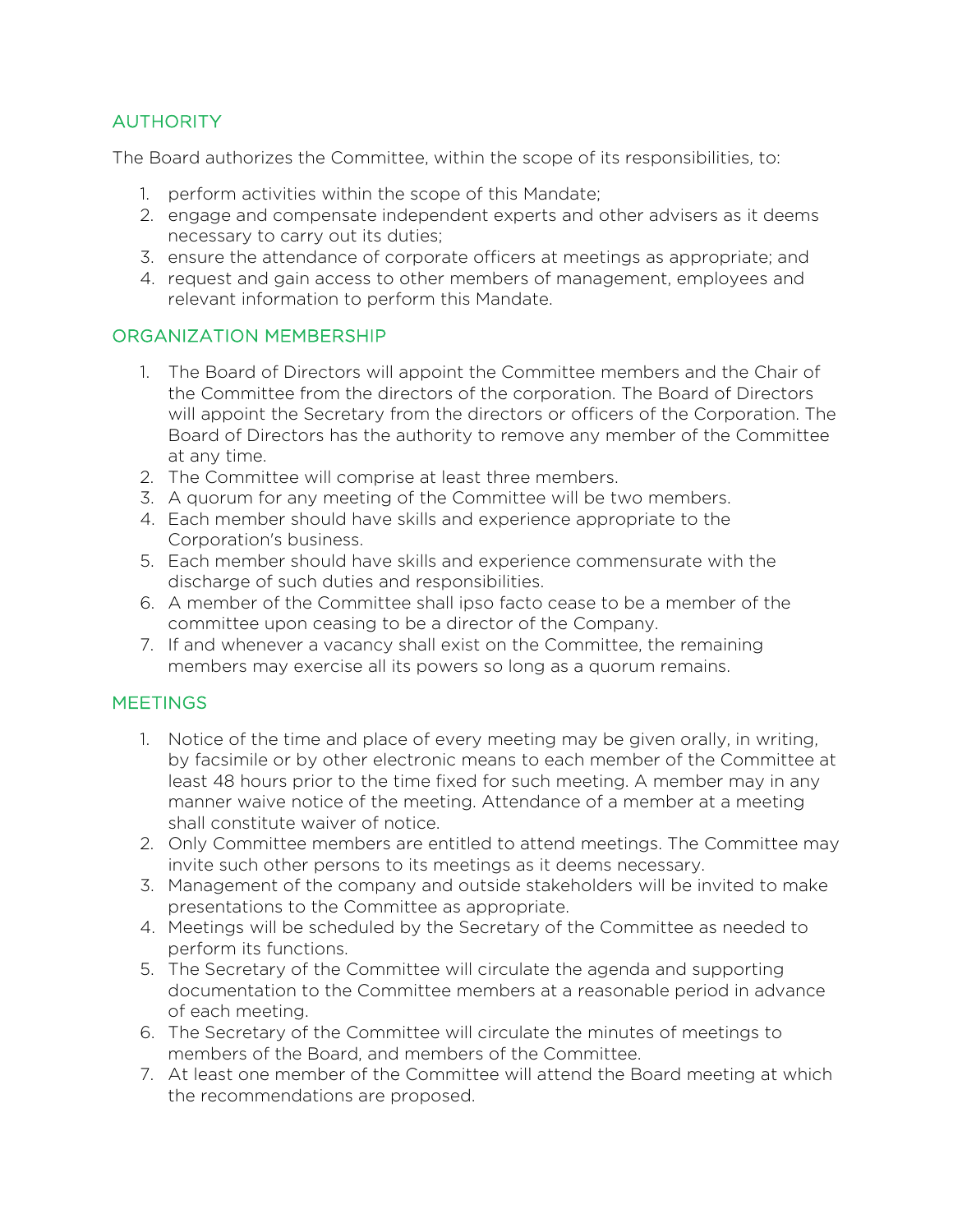## AUTHORITY

The Board authorizes the Committee, within the scope of its responsibilities, to:

1. perform activities within the scope of this Mandate;
2. engage and compensate independent experts and other advisers as it deems necessary to carry out its duties;
3. ensure the attendance of corporate officers at meetings as appropriate; and
4. request and gain access to other members of management, employees and relevant information to perform this Mandate.

## ORGANIZATION MEMBERSHIP

1. The Board of Directors will appoint the Committee members and the Chair of the Committee from the directors of the corporation. The Board of Directors will appoint the Secretary from the directors or officers of the Corporation. The Board of Directors has the authority to remove any member of the Committee at any time.
2. The Committee will comprise at least three members.
3. A quorum for any meeting of the Committee will be two members.
4. Each member should have skills and experience appropriate to the Corporation's business.
5. Each member should have skills and experience commensurate with the discharge of such duties and responsibilities.
6. A member of the Committee shall ipso facto cease to be a member of the committee upon ceasing to be a director of the Company.
7. If and whenever a vacancy shall exist on the Committee, the remaining members may exercise all its powers so long as a quorum remains.

## MEETINGS

1. Notice of the time and place of every meeting may be given orally, in writing, by facsimile or by other electronic means to each member of the Committee at least 48 hours prior to the time fixed for such meeting. A member may in any manner waive notice of the meeting. Attendance of a member at a meeting shall constitute waiver of notice.
2. Only Committee members are entitled to attend meetings. The Committee may invite such other persons to its meetings as it deems necessary.
3. Management of the company and outside stakeholders will be invited to make presentations to the Committee as appropriate.
4. Meetings will be scheduled by the Secretary of the Committee as needed to perform its functions.
5. The Secretary of the Committee will circulate the agenda and supporting documentation to the Committee members at a reasonable period in advance of each meeting.
6. The Secretary of the Committee will circulate the minutes of meetings to members of the Board, and members of the Committee.
7. At least one member of the Committee will attend the Board meeting at which the recommendations are proposed.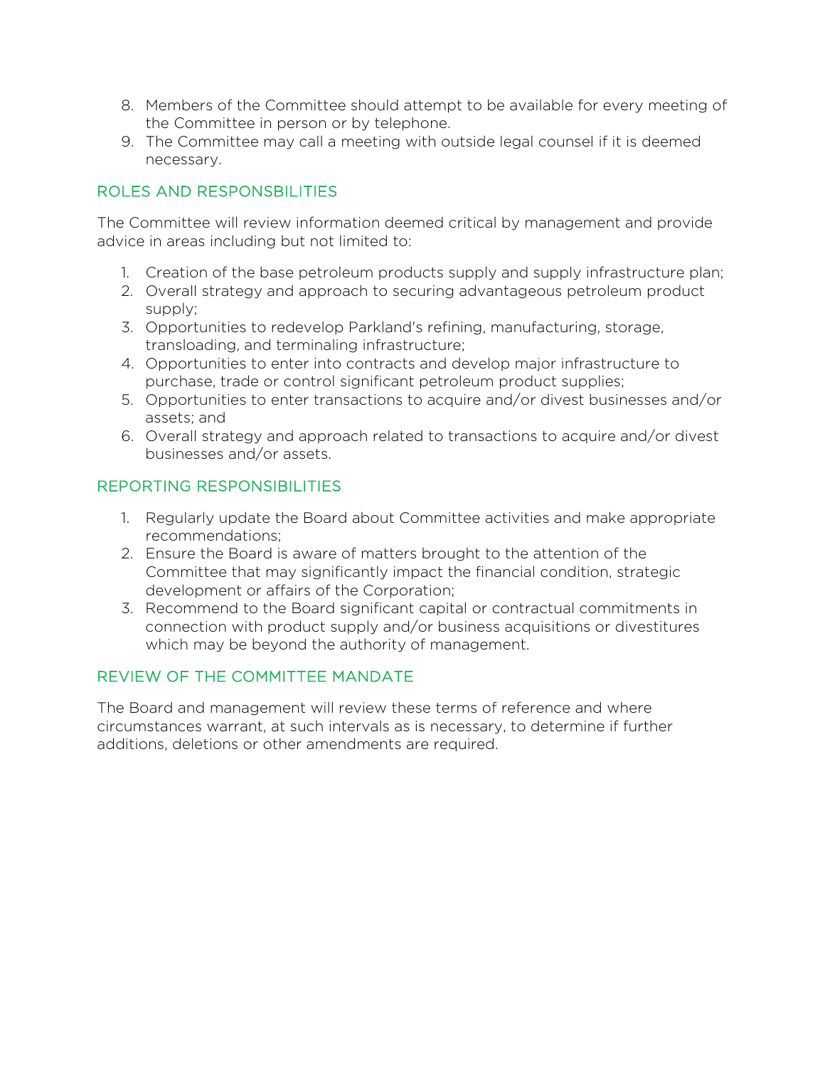8. Members of the Committee should attempt to be available for every meeting of the Committee in person or by telephone.
9. The Committee may call a meeting with outside legal counsel if it is deemed necessary.

## ROLES AND RESPONSBILITIES

The Committee will review information deemed critical by management and provide advice in areas including but not limited to:

1. Creation of the base petroleum products supply and supply infrastructure plan;
2. Overall strategy and approach to securing advantageous petroleum product supply;
3. Opportunities to redevelop Parkland's refining, manufacturing, storage, transloading, and terminaling infrastructure;
4. Opportunities to enter into contracts and develop major infrastructure to purchase, trade or control significant petroleum product supplies;
5. Opportunities to enter transactions to acquire and/or divest businesses and/or assets; and
6. Overall strategy and approach related to transactions to acquire and/or divest businesses and/or assets.

## REPORTING RESPONSIBILITIES

1. Regularly update the Board about Committee activities and make appropriate recommendations;
2. Ensure the Board is aware of matters brought to the attention of the Committee that may significantly impact the financial condition, strategic development or affairs of the Corporation;
3. Recommend to the Board significant capital or contractual commitments in connection with product supply and/or business acquisitions or divestitures which may be beyond the authority of management.

## REVIEW OF THE COMMITTEE MANDATE

The Board and management will review these terms of reference and where circumstances warrant, at such intervals as is necessary, to determine if further additions, deletions or other amendments are required.